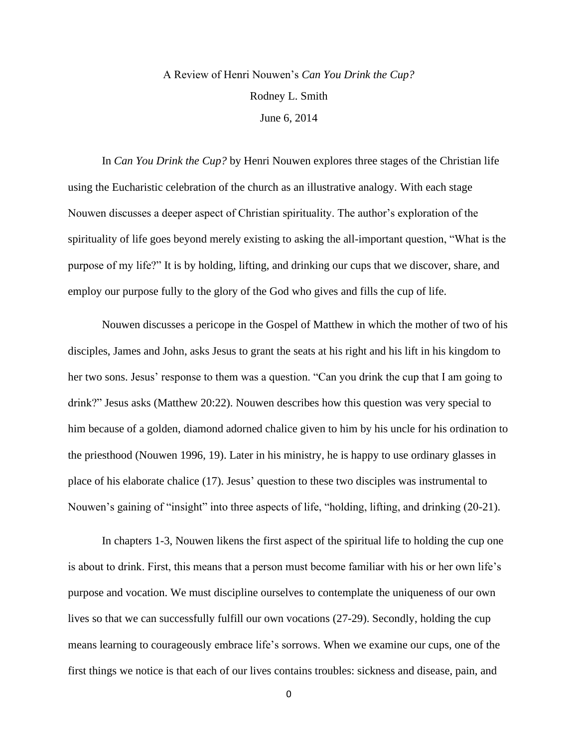A Review of Henri Nouwen's *Can You Drink the Cup?*

Rodney L. Smith

June 6, 2014

In *Can You Drink the Cup?* by Henri Nouwen explores three stages of the Christian life using the Eucharistic celebration of the church as an illustrative analogy. With each stage Nouwen discusses a deeper aspect of Christian spirituality. The author's exploration of the spirituality of life goes beyond merely existing to asking the all-important question, "What is the purpose of my life?" It is by holding, lifting, and drinking our cups that we discover, share, and employ our purpose fully to the glory of the God who gives and fills the cup of life.

Nouwen discusses a pericope in the Gospel of Matthew in which the mother of two of his disciples, James and John, asks Jesus to grant the seats at his right and his lift in his kingdom to her two sons. Jesus' response to them was a question. "Can you drink the cup that I am going to drink?" Jesus asks (Matthew 20:22). Nouwen describes how this question was very special to him because of a golden, diamond adorned chalice given to him by his uncle for his ordination to the priesthood (Nouwen 1996, 19). Later in his ministry, he is happy to use ordinary glasses in place of his elaborate chalice (17). Jesus' question to these two disciples was instrumental to Nouwen's gaining of "insight" into three aspects of life, "holding, lifting, and drinking (20-21).

In chapters 1-3, Nouwen likens the first aspect of the spiritual life to holding the cup one is about to drink. First, this means that a person must become familiar with his or her own life's purpose and vocation. We must discipline ourselves to contemplate the uniqueness of our own lives so that we can successfully fulfill our own vocations (27-29). Secondly, holding the cup means learning to courageously embrace life's sorrows. When we examine our cups, one of the first things we notice is that each of our lives contains troubles: sickness and disease, pain, and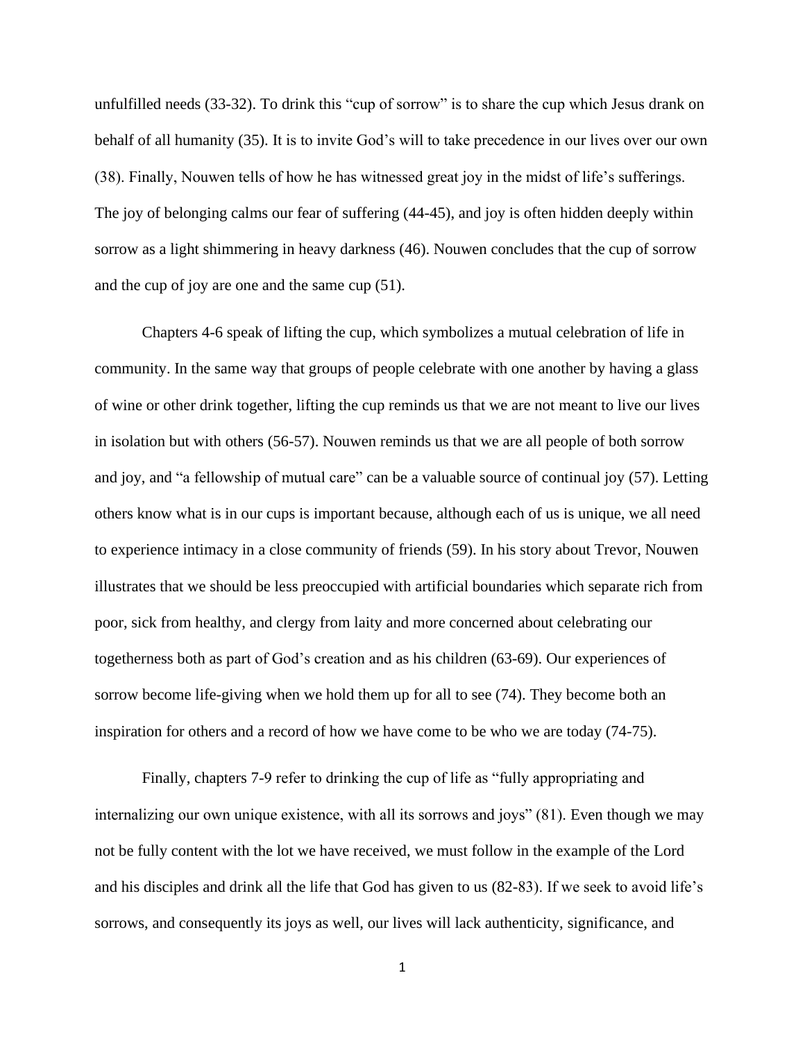unfulfilled needs (33-32). To drink this "cup of sorrow" is to share the cup which Jesus drank on behalf of all humanity (35). It is to invite God's will to take precedence in our lives over our own (38). Finally, Nouwen tells of how he has witnessed great joy in the midst of life's sufferings. The joy of belonging calms our fear of suffering (44-45), and joy is often hidden deeply within sorrow as a light shimmering in heavy darkness (46). Nouwen concludes that the cup of sorrow and the cup of joy are one and the same cup (51).

Chapters 4-6 speak of lifting the cup, which symbolizes a mutual celebration of life in community. In the same way that groups of people celebrate with one another by having a glass of wine or other drink together, lifting the cup reminds us that we are not meant to live our lives in isolation but with others (56-57). Nouwen reminds us that we are all people of both sorrow and joy, and "a fellowship of mutual care" can be a valuable source of continual joy (57). Letting others know what is in our cups is important because, although each of us is unique, we all need to experience intimacy in a close community of friends (59). In his story about Trevor, Nouwen illustrates that we should be less preoccupied with artificial boundaries which separate rich from poor, sick from healthy, and clergy from laity and more concerned about celebrating our togetherness both as part of God's creation and as his children (63-69). Our experiences of sorrow become life-giving when we hold them up for all to see (74). They become both an inspiration for others and a record of how we have come to be who we are today (74-75).

Finally, chapters 7-9 refer to drinking the cup of life as "fully appropriating and internalizing our own unique existence, with all its sorrows and joys" (81). Even though we may not be fully content with the lot we have received, we must follow in the example of the Lord and his disciples and drink all the life that God has given to us (82-83). If we seek to avoid life's sorrows, and consequently its joys as well, our lives will lack authenticity, significance, and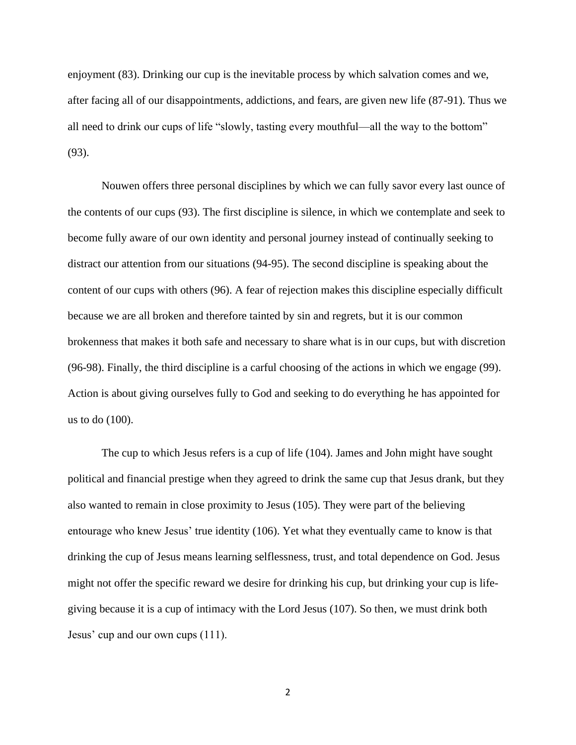enjoyment (83). Drinking our cup is the inevitable process by which salvation comes and we, after facing all of our disappointments, addictions, and fears, are given new life (87-91). Thus we all need to drink our cups of life "slowly, tasting every mouthful—all the way to the bottom" (93).

Nouwen offers three personal disciplines by which we can fully savor every last ounce of the contents of our cups (93). The first discipline is silence, in which we contemplate and seek to become fully aware of our own identity and personal journey instead of continually seeking to distract our attention from our situations (94-95). The second discipline is speaking about the content of our cups with others (96). A fear of rejection makes this discipline especially difficult because we are all broken and therefore tainted by sin and regrets, but it is our common brokenness that makes it both safe and necessary to share what is in our cups, but with discretion (96-98). Finally, the third discipline is a carful choosing of the actions in which we engage (99). Action is about giving ourselves fully to God and seeking to do everything he has appointed for us to do (100).

The cup to which Jesus refers is a cup of life (104). James and John might have sought political and financial prestige when they agreed to drink the same cup that Jesus drank, but they also wanted to remain in close proximity to Jesus (105). They were part of the believing entourage who knew Jesus' true identity (106). Yet what they eventually came to know is that drinking the cup of Jesus means learning selflessness, trust, and total dependence on God. Jesus might not offer the specific reward we desire for drinking his cup, but drinking your cup is life-giving because it is a cup of intimacy with the Lord Jesus (107). So then, we must drink both Jesus' cup and our own cups (111).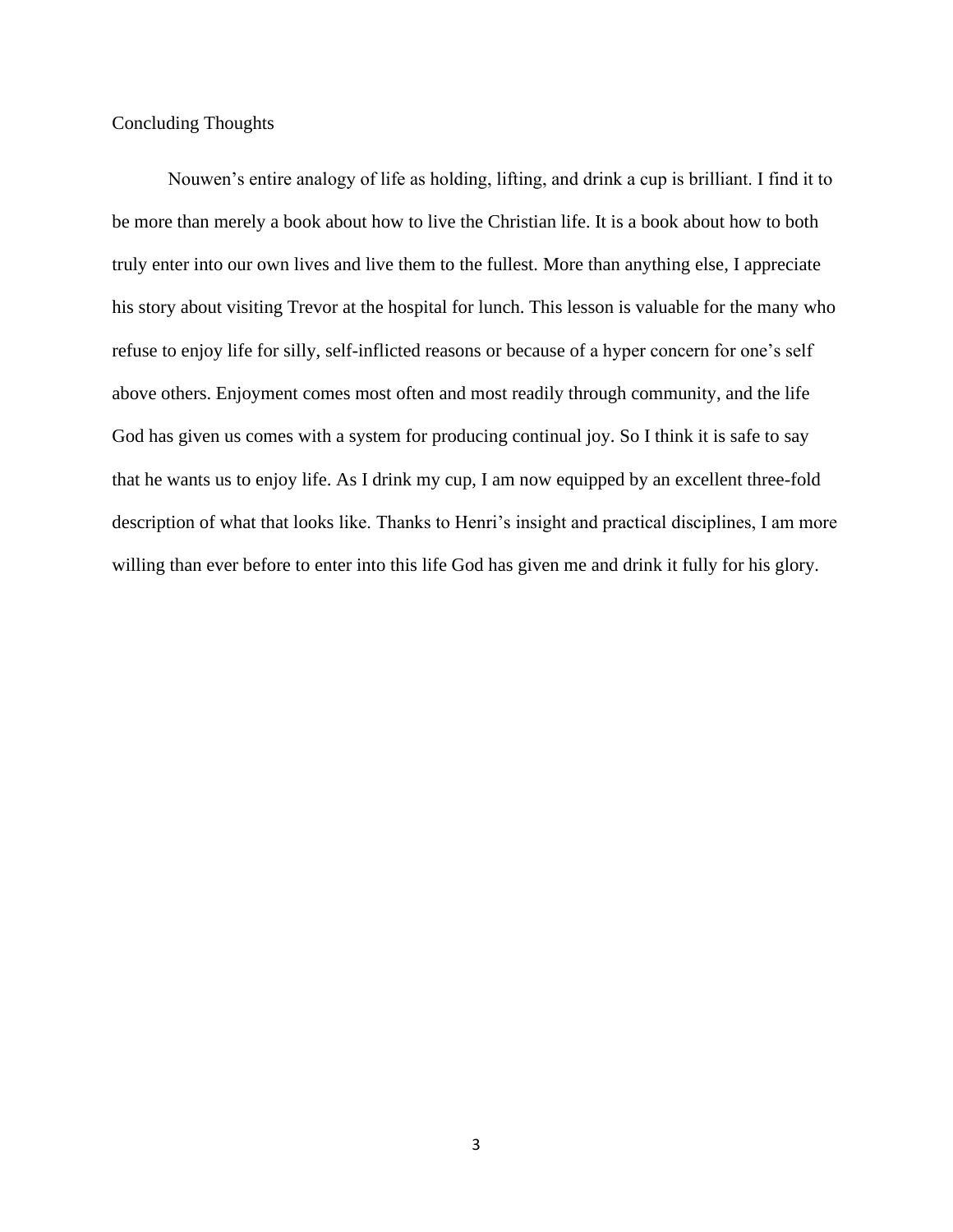## Concluding Thoughts

Nouwen's entire analogy of life as holding, lifting, and drink a cup is brilliant. I find it to be more than merely a book about how to live the Christian life. It is a book about how to both truly enter into our own lives and live them to the fullest. More than anything else, I appreciate his story about visiting Trevor at the hospital for lunch. This lesson is valuable for the many who refuse to enjoy life for silly, self-inflicted reasons or because of a hyper concern for one's self above others. Enjoyment comes most often and most readily through community, and the life God has given us comes with a system for producing continual joy. So I think it is safe to say that he wants us to enjoy life. As I drink my cup, I am now equipped by an excellent three-fold description of what that looks like. Thanks to Henri's insight and practical disciplines, I am more willing than ever before to enter into this life God has given me and drink it fully for his glory.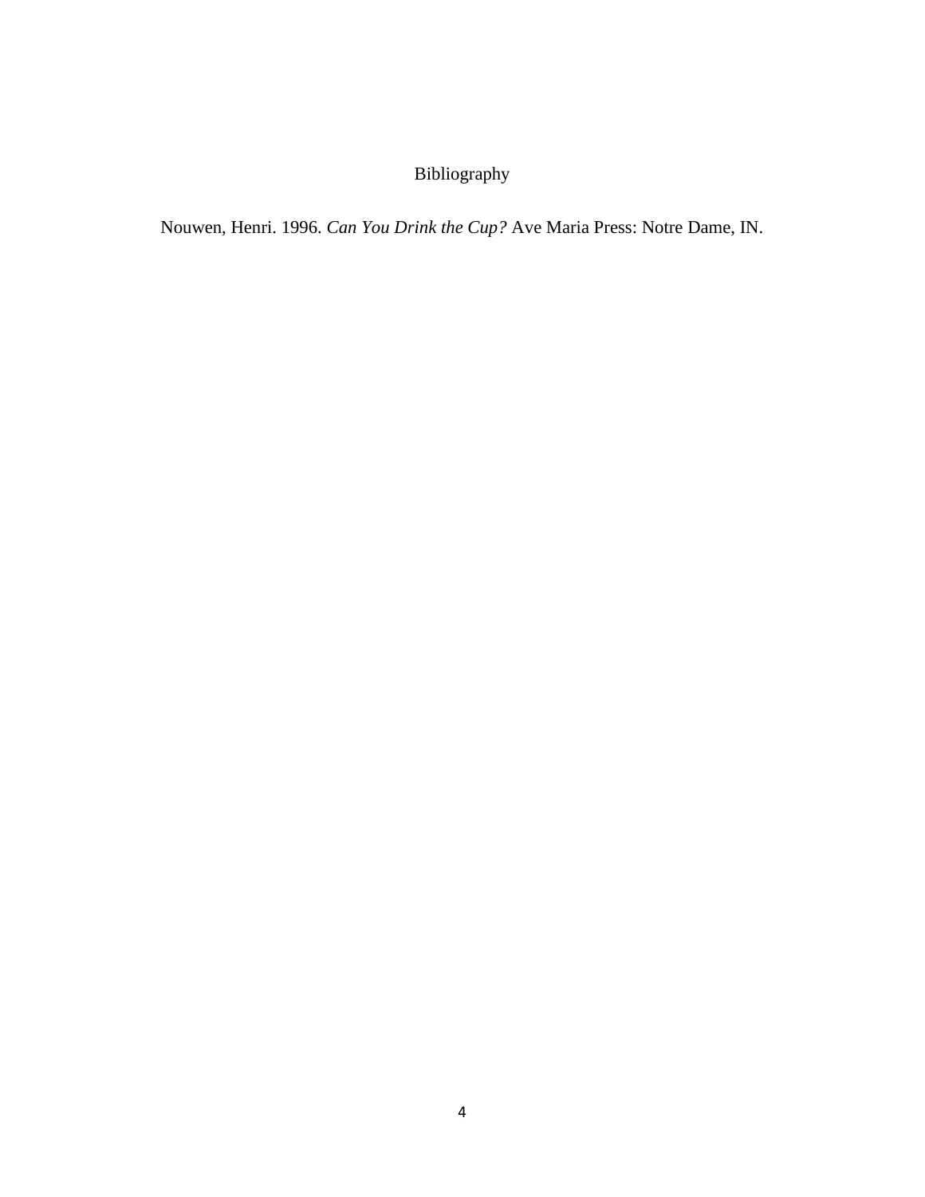# Bibliography

Nouwen, Henri. 1996. *Can You Drink the Cup?* Ave Maria Press: Notre Dame, IN.